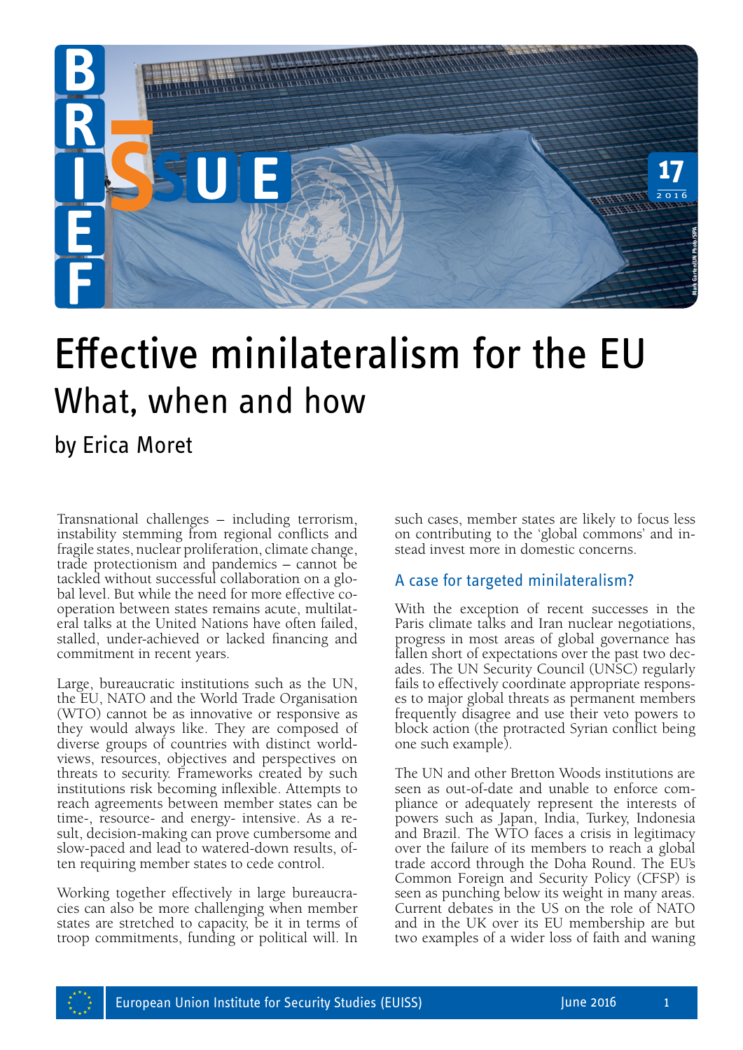# Effective minilateralism for the EU

## What, when and how

by Erica Moret

Transnational challenges – including terrorism, instability stemming from regional conflicts and fragile states, nuclear proliferation, climate change, trade protectionism and pandemics – cannot be tackled without successful collaboration on a global level. But while the need for more effective cooperation between states remains acute, multilateral talks at the United Nations have often failed, stalled, under-achieved or lacked financing and commitment in recent years.

Large, bureaucratic institutions such as the UN, the EU, NATO and the World Trade Organisation (WTO) cannot be as innovative or responsive as they would always like. They are composed of diverse groups of countries with distinct worldviews, resources, objectives and perspectives on threats to security. Frameworks created by such institutions risk becoming inflexible. Attempts to reach agreements between member states can be time-, resource- and energy- intensive. As a result, decision-making can prove cumbersome and slow-paced and lead to watered-down results, often requiring member states to cede control.

Working together effectively in large bureaucracies can also be more challenging when member states are stretched to capacity, be it in terms of troop commitments, funding or political will. In such cases, member states are likely to focus less on contributing to the 'global commons' and instead invest more in domestic concerns.

### A case for targeted minilateralism?

With the exception of recent successes in the Paris climate talks and Iran nuclear negotiations, progress in most areas of global governance has fallen short of expectations over the past two decades. The UN Security Council (UNSC) regularly fails to effectively coordinate appropriate responses to major global threats as permanent members frequently disagree and use their veto powers to block action (the protracted Syrian conflict being one such example).

The UN and other Bretton Woods institutions are seen as out-of-date and unable to enforce compliance or adequately represent the interests of powers such as Japan, India, Turkey, Indonesia and Brazil. The WTO faces a crisis in legitimacy over the failure of its members to reach a global trade accord through the Doha Round. The EU's Common Foreign and Security Policy (CFSP) is seen as punching below its weight in many areas. Current debates in the US on the role of NATO and in the UK over its EU membership are but two examples of a wider loss of faith and waning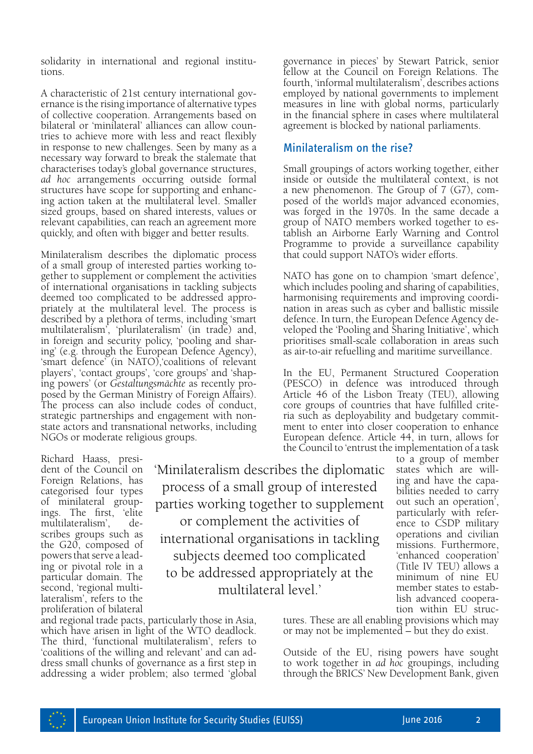solidarity in international and regional institutions.

A characteristic of 21st century international governance is the rising importance of alternative types of collective cooperation. Arrangements based on bilateral or 'minilateral' alliances can allow countries to achieve more with less and react flexibly in response to new challenges. Seen by many as a necessary way forward to break the stalemate that characterises today's global governance structures, *ad hoc* arrangements occurring outside formal structures have scope for supporting and enhancing action taken at the multilateral level. Smaller sized groups, based on shared interests, values or relevant capabilities, can reach an agreement more quickly, and often with bigger and better results.

Minilateralism describes the diplomatic process of a small group of interested parties working together to supplement or complement the activities of international organisations in tackling subjects deemed too complicated to be addressed appropriately at the multilateral level. The process is described by a plethora of terms, including 'smart multilateralism', 'plurilateralism' (in trade) and, in foreign and security policy, 'pooling and sharing' (e.g. through the European Defence Agency), 'smart defence' (in NATO),'coalitions of relevant players', 'contact groups', 'core groups' and 'shaping powers' (or *Gestaltungsmächte* as recently proposed by the German Ministry of Foreign Affairs). The process can also include codes of conduct, strategic partnerships and engagement with non-state actors and transnational networks, including NGOs or moderate religious groups.

Richard Haass, president of the Council on Foreign Relations, has categorised four types of minilateral groupings. The first, 'elite multilateralism', describes groups such as the G20, composed of powers that serve a leading or pivotal role in a particular domain. The second, 'regional multilateralism', refers to the proliferation of bilateral and regional trade pacts, particularly those in Asia, which have arisen in light of the WTO deadlock. The third, 'functional multilateralism', refers to 'coalitions of the willing and relevant' and can address small chunks of governance as a first step in addressing a wider problem; also termed 'global governance in pieces' by Stewart Patrick, senior fellow at the Council on Foreign Relations. The fourth, 'informal multilateralism', describes actions employed by national governments to implement measures in line with global norms, particularly in the financial sphere in cases where multilateral agreement is blocked by national parliaments.

> 'Minilateralism describes the diplomatic process of a small group of interested parties working together to supplement or complement the activities of international organisations in tackling subjects deemed too complicated to be addressed appropriately at the multilateral level.'

## Minilateralism on the rise?

Small groupings of actors working together, either inside or outside the multilateral context, is not a new phenomenon. The Group of 7 (G7), composed of the world's major advanced economies, was forged in the 1970s. In the same decade a group of NATO members worked together to establish an Airborne Early Warning and Control Programme to provide a surveillance capability that could support NATO's wider efforts.

NATO has gone on to champion 'smart defence', which includes pooling and sharing of capabilities, harmonising requirements and improving coordination in areas such as cyber and ballistic missile defence. In turn, the European Defence Agency developed the 'Pooling and Sharing Initiative', which prioritises small-scale collaboration in areas such as air-to-air refuelling and maritime surveillance.

In the EU, Permanent Structured Cooperation (PESCO) in defence was introduced through Article 46 of the Lisbon Treaty (TEU), allowing core groups of countries that have fulfilled criteria such as deployability and budgetary commitment to enter into closer cooperation to enhance European defence. Article 44, in turn, allows for the Council to 'entrust the implementation of a task to a group of member states which are willing and have the capabilities needed to carry out such an operation', particularly with reference to CSDP military operations and civilian missions. Furthermore, 'enhanced cooperation' (Title IV TEU) allows a minimum of nine EU member states to establish advanced cooperation within EU structures. These are all enabling provisions which may or may not be implemented – but they do exist.

Outside of the EU, rising powers have sought to work together in *ad hoc* groupings, including through the BRICS' New Development Bank, given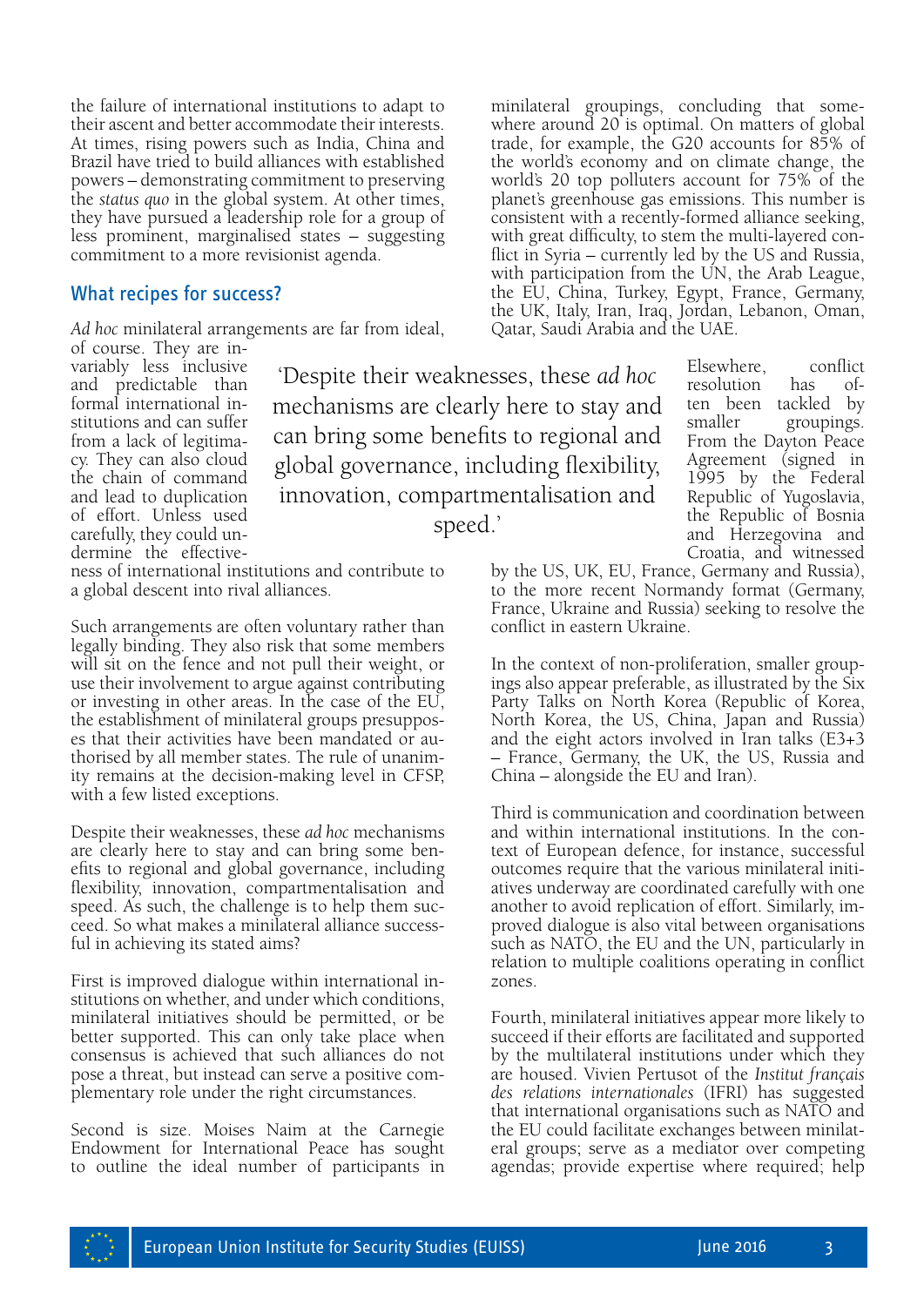the failure of international institutions to adapt to their ascent and better accommodate their interests. At times, rising powers such as India, China and Brazil have tried to build alliances with established powers – demonstrating commitment to preserving the *status quo* in the global system. At other times, they have pursued a leadership role for a group of less prominent, marginalised states – suggesting commitment to a more revisionist agenda.

## What recipes for success?

*Ad hoc* minilateral arrangements are far from ideal, of course. They are invariably less inclusive and predictable than formal international institutions and can suffer from a lack of legitimacy. They can also cloud the chain of command and lead to duplication of effort. Unless used carefully, they could undermine the effectiveness of international institutions and contribute to a global descent into rival alliances.

> 'Despite their weaknesses, these *ad hoc* mechanisms are clearly here to stay and can bring some benefits to regional and global governance, including flexibility, innovation, compartmentalisation and speed.'

Such arrangements are often voluntary rather than legally binding. They also risk that some members will sit on the fence and not pull their weight, or use their involvement to argue against contributing or investing in other areas. In the case of the EU, the establishment of minilateral groups presupposes that their activities have been mandated or authorised by all member states. The rule of unanimity remains at the decision-making level in CFSP, with a few listed exceptions.

Despite their weaknesses, these *ad hoc* mechanisms are clearly here to stay and can bring some benefits to regional and global governance, including flexibility, innovation, compartmentalisation and speed. As such, the challenge is to help them succeed. So what makes a minilateral alliance successful in achieving its stated aims?

First is improved dialogue within international institutions on whether, and under which conditions, minilateral initiatives should be permitted, or be better supported. This can only take place when consensus is achieved that such alliances do not pose a threat, but instead can serve a positive complementary role under the right circumstances.

Second is size. Moises Naim at the Carnegie Endowment for International Peace has sought to outline the ideal number of participants in minilateral groupings, concluding that somewhere around 20 is optimal. On matters of global trade, for example, the G20 accounts for 85% of the world's economy and on climate change, the world's 20 top polluters account for 75% of the planet's greenhouse gas emissions. This number is consistent with a recently-formed alliance seeking, with great difficulty, to stem the multi-layered conflict in Syria – currently led by the US and Russia, with participation from the UN, the Arab League, the EU, China, Turkey, Egypt, France, Germany, the UK, Italy, Iran, Iraq, Jordan, Lebanon, Oman, Qatar, Saudi Arabia and the UAE.

Elsewhere, conflict resolution has often been tackled by smaller groupings. From the Dayton Peace Agreement (signed in 1995 by the Federal Republic of Yugoslavia, the Republic of Bosnia and Herzegovina and Croatia, and witnessed by the US, UK, EU, France, Germany and Russia), to the more recent Normandy format (Germany, France, Ukraine and Russia) seeking to resolve the conflict in eastern Ukraine.

In the context of non-proliferation, smaller groupings also appear preferable, as illustrated by the Six Party Talks on North Korea (Republic of Korea, North Korea, the US, China, Japan and Russia) and the eight actors involved in Iran talks (E3+3 – France, Germany, the UK, the US, Russia and China – alongside the EU and Iran).

Third is communication and coordination between and within international institutions. In the context of European defence, for instance, successful outcomes require that the various minilateral initiatives underway are coordinated carefully with one another to avoid replication of effort. Similarly, improved dialogue is also vital between organisations such as NATO, the EU and the UN, particularly in relation to multiple coalitions operating in conflict zones.

Fourth, minilateral initiatives appear more likely to succeed if their efforts are facilitated and supported by the multilateral institutions under which they are housed. Vivien Pertusot of the *Institut français des relations internationales* (IFRI) has suggested that international organisations such as NATO and the EU could facilitate exchanges between minilateral groups; serve as a mediator over competing agendas; provide expertise where required; help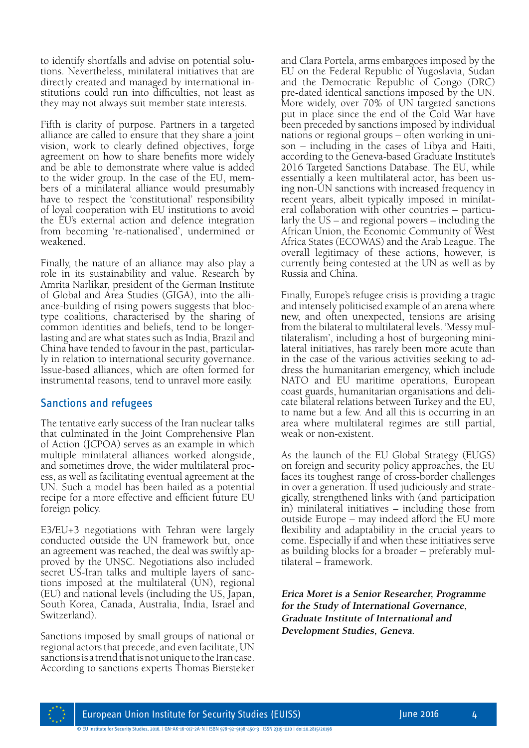to identify shortfalls and advise on potential solutions. Nevertheless, minilateral initiatives that are directly created and managed by international institutions could run into difficulties, not least as they may not always suit member state interests.

Fifth is clarity of purpose. Partners in a targeted alliance are called to ensure that they share a joint vision, work to clearly defined objectives, forge agreement on how to share benefits more widely and be able to demonstrate where value is added to the wider group. In the case of the EU, members of a minilateral alliance would presumably have to respect the 'constitutional' responsibility of loyal cooperation with EU institutions to avoid the EU's external action and defence integration from becoming 're-nationalised', undermined or weakened.

Finally, the nature of an alliance may also play a role in its sustainability and value. Research by Amrita Narlikar, president of the German Institute of Global and Area Studies (GIGA), into the alliance-building of rising powers suggests that bloc-type coalitions, characterised by the sharing of common identities and beliefs, tend to be longer-lasting and are what states such as India, Brazil and China have tended to favour in the past, particularly in relation to international security governance. Issue-based alliances, which are often formed for instrumental reasons, tend to unravel more easily.

## Sanctions and refugees

The tentative early success of the Iran nuclear talks that culminated in the Joint Comprehensive Plan of Action (JCPOA) serves as an example in which multiple minilateral alliances worked alongside, and sometimes drove, the wider multilateral process, as well as facilitating eventual agreement at the UN. Such a model has been hailed as a potential recipe for a more effective and efficient future EU foreign policy.

E3/EU+3 negotiations with Tehran were largely conducted outside the UN framework but, once an agreement was reached, the deal was swiftly approved by the UNSC. Negotiations also included secret US-Iran talks and multiple layers of sanctions imposed at the multilateral (UN), regional (EU) and national levels (including the US, Japan, South Korea, Canada, Australia, India, Israel and Switzerland).

Sanctions imposed by small groups of national or regional actors that precede, and even facilitate, UN sanctions is a trend that is not unique to the Iran case. According to sanctions experts Thomas Biersteker and Clara Portela, arms embargoes imposed by the EU on the Federal Republic of Yugoslavia, Sudan and the Democratic Republic of Congo (DRC) pre-dated identical sanctions imposed by the UN. More widely, over 70% of UN targeted sanctions put in place since the end of the Cold War have been preceded by sanctions imposed by individual nations or regional groups – often working in unison – including in the cases of Libya and Haiti, according to the Geneva-based Graduate Institute's 2016 Targeted Sanctions Database. The EU, while essentially a keen multilateral actor, has been using non-UN sanctions with increased frequency in recent years, albeit typically imposed in minilateral collaboration with other countries – particularly the US – and regional powers – including the African Union, the Economic Community of West Africa States (ECOWAS) and the Arab League. The overall legitimacy of these actions, however, is currently being contested at the UN as well as by Russia and China.

Finally, Europe's refugee crisis is providing a tragic and intensely politicised example of an arena where new, and often unexpected, tensions are arising from the bilateral to multilateral levels. 'Messy multilateralism', including a host of burgeoning minilateral initiatives, has rarely been more acute than in the case of the various activities seeking to address the humanitarian emergency, which include NATO and EU maritime operations, European coast guards, humanitarian organisations and delicate bilateral relations between Turkey and the EU, to name but a few. And all this is occurring in an area where multilateral regimes are still partial, weak or non-existent.

As the launch of the EU Global Strategy (EUGS) on foreign and security policy approaches, the EU faces its toughest range of cross-border challenges in over a generation. If used judiciously and strategically, strengthened links with (and participation in) minilateral initiatives – including those from outside Europe – may indeed afford the EU more flexibility and adaptability in the crucial years to come. Especially if and when these initiatives serve as building blocks for a broader – preferably multilateral – framework.

***Erica Moret is a Senior Researcher, Programme for the Study of International Governance, Graduate Institute of International and Development Studies, Geneva.***

© EU Institute for Security Studies, 2016. | QN-AK-16-017-2A-N | ISBN 978-92-9198-450-3 | ISSN 2315-1110 | doi:10.2815/20196